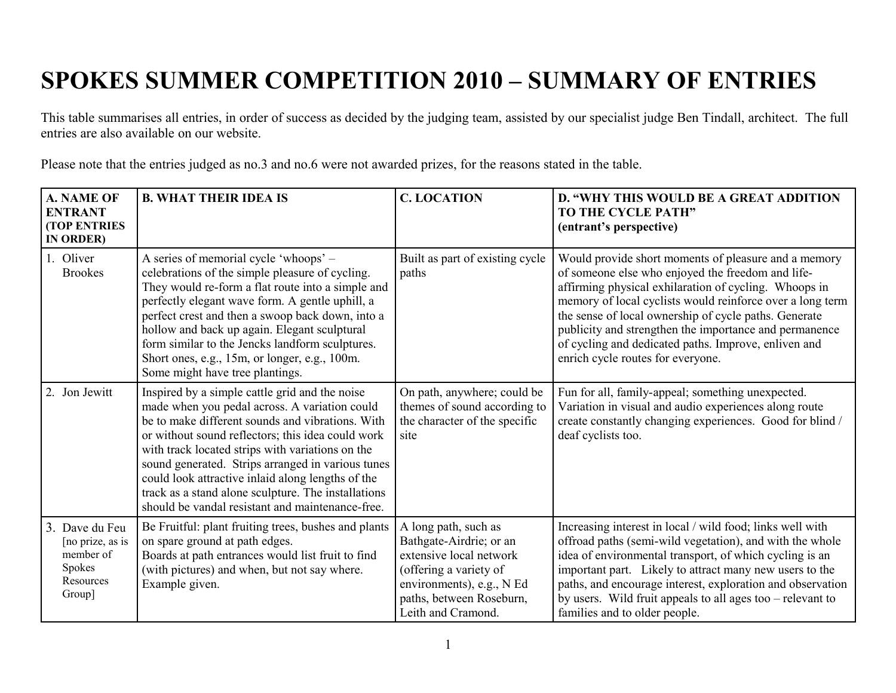# SPOKES SUMMER COMPETITION 2010 – SUMMARY OF ENTRIES

This table summarises all entries, in order of success as decided by the judging team, assisted by our specialist judge Ben Tindall, architect. The full entries are also available on our website.

Please note that the entries judged as no.3 and no.6 were not awarded prizes, for the reasons stated in the table.

| A. NAME OF ENTRANT (TOP ENTRIES IN ORDER) | B. WHAT THEIR IDEA IS | C. LOCATION | D. "WHY THIS WOULD BE A GREAT ADDITION TO THE CYCLE PATH" (entrant's perspective) |
|---|---|---|---|
| 1. Oliver Brookes | A series of memorial cycle 'whoops' – celebrations of the simple pleasure of cycling. They would re-form a flat route into a simple and perfectly elegant wave form. A gentle uphill, a perfect crest and then a swoop back down, into a hollow and back up again. Elegant sculptural form similar to the Jencks landform sculptures. Short ones, e.g., 15m, or longer, e.g., 100m. Some might have tree plantings. | Built as part of existing cycle paths | Would provide short moments of pleasure and a memory of someone else who enjoyed the freedom and life-affirming physical exhilaration of cycling. Whoops in memory of local cyclists would reinforce over a long term the sense of local ownership of cycle paths. Generate publicity and strengthen the importance and permanence of cycling and dedicated paths. Improve, enliven and enrich cycle routes for everyone. |
| 2. Jon Jewitt | Inspired by a simple cattle grid and the noise made when you pedal across. A variation could be to make different sounds and vibrations. With or without sound reflectors; this idea could work with track located strips with variations on the sound generated. Strips arranged in various tunes could look attractive inlaid along lengths of the track as a stand alone sculpture. The installations should be vandal resistant and maintenance-free. | On path, anywhere; could be themes of sound according to the character of the specific site | Fun for all, family-appeal; something unexpected. Variation in visual and audio experiences along route create constantly changing experiences. Good for blind / deaf cyclists too. |
| 3. Dave du Feu [no prize, as is member of Spokes Resources Group] | Be Fruitful: plant fruiting trees, bushes and plants on spare ground at path edges. Boards at path entrances would list fruit to find (with pictures) and when, but not say where. Example given. | A long path, such as Bathgate-Airdrie; or an extensive local network (offering a variety of environments), e.g., N Ed paths, between Roseburn, Leith and Cramond. | Increasing interest in local / wild food; links well with offroad paths (semi-wild vegetation), and with the whole idea of environmental transport, of which cycling is an important part. Likely to attract many new users to the paths, and encourage interest, exploration and observation by users. Wild fruit appeals to all ages too – relevant to families and to older people. |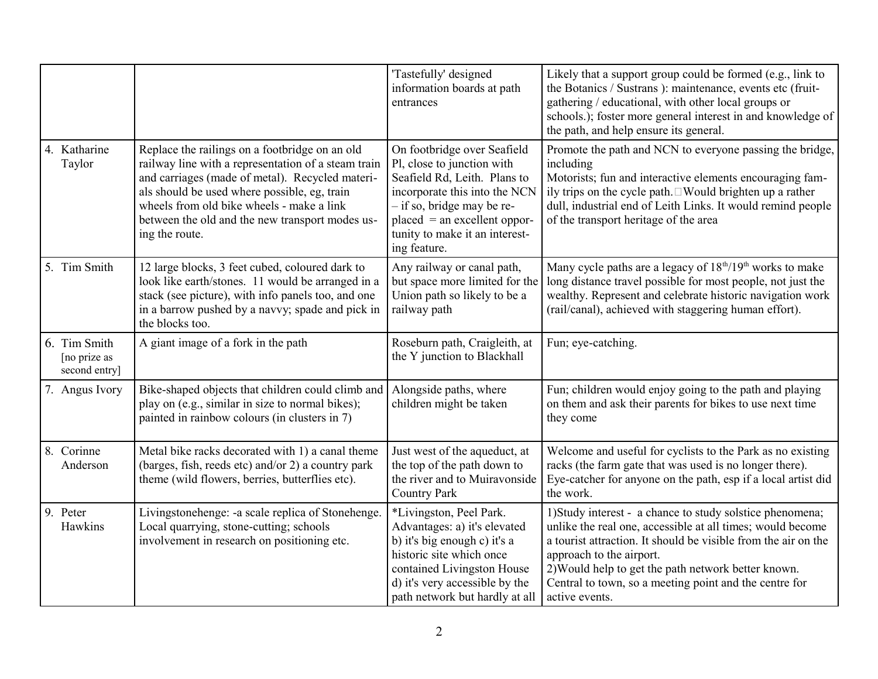| | | | |
|---|---|---|---|
| | | 'Tastefully' designed information boards at path entrances | Likely that a support group could be formed (e.g., link to the Botanics / Sustrans ): maintenance, events etc (fruit-gathering / educational, with other local groups or schools.); foster more general interest in and knowledge of the path, and help ensure its general. |
| 4. Katharine Taylor | Replace the railings on a footbridge on an old railway line with a representation of a steam train and carriages (made of metal). Recycled materials should be used where possible, eg, train wheels from old bike wheels - make a link between the old and the new transport modes using the route. | On footbridge over Seafield Pl, close to junction with Seafield Rd, Leith. Plans to incorporate this into the NCN – if so, bridge may be replaced = an excellent opportunity to make it an interesting feature. | Promote the path and NCN to everyone passing the bridge, including Motorists; fun and interactive elements encouraging family trips on the cycle path. Would brighten up a rather dull, industrial end of Leith Links. It would remind people of the transport heritage of the area |
| 5. Tim Smith | 12 large blocks, 3 feet cubed, coloured dark to look like earth/stones. 11 would be arranged in a stack (see picture), with info panels too, and one in a barrow pushed by a navvy; spade and pick in the blocks too. | Any railway or canal path, but space more limited for the Union path so likely to be a railway path | Many cycle paths are a legacy of 18th/19th works to make long distance travel possible for most people, not just the wealthy. Represent and celebrate historic navigation work (rail/canal), achieved with staggering human effort). |
| 6. Tim Smith [no prize as second entry] | A giant image of a fork in the path | Roseburn path, Craigleith, at the Y junction to Blackhall | Fun; eye-catching. |
| 7. Angus Ivory | Bike-shaped objects that children could climb and play on (e.g., similar in size to normal bikes); painted in rainbow colours (in clusters in 7) | Alongside paths, where children might be taken | Fun; children would enjoy going to the path and playing on them and ask their parents for bikes to use next time they come |
| 8. Corinne Anderson | Metal bike racks decorated with 1) a canal theme (barges, fish, reeds etc) and/or 2) a country park theme (wild flowers, berries, butterflies etc). | Just west of the aqueduct, at the top of the path down to the river and to Muiravonside Country Park | Welcome and useful for cyclists to the Park as no existing racks (the farm gate that was used is no longer there). Eye-catcher for anyone on the path, esp if a local artist did the work. |
| 9. Peter Hawkins | Livingstonehenge: -a scale replica of Stonehenge. Local quarrying, stone-cutting; schools involvement in research on positioning etc. | *Livingston, Peel Park. Advantages: a) it's elevated b) it's big enough c) it's a historic site which once contained Livingston House d) it's very accessible by the path network but hardly at all | 1)Study interest - a chance to study solstice phenomena; unlike the real one, accessible at all times; would become a tourist attraction. It should be visible from the air on the approach to the airport.<br>2)Would help to get the path network better known. Central to town, so a meeting point and the centre for active events. |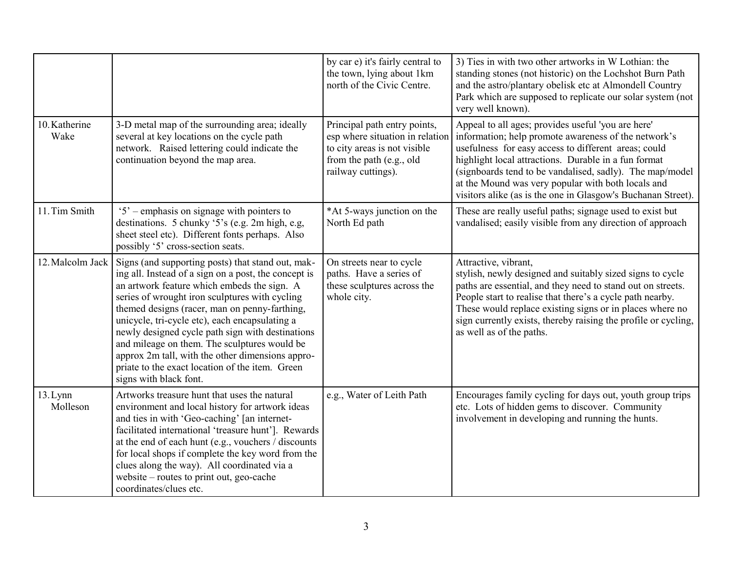| | | | |
|---|---|---|---|
| | | by car e) it's fairly central to the town, lying about 1km north of the Civic Centre. | 3) Ties in with two other artworks in W Lothian: the standing stones (not historic) on the Lochshot Burn Path and the astro/plantary obelisk etc at Almondell Country Park which are supposed to replicate our solar system (not very well known). |
| 10. Katherine Wake | 3-D metal map of the surrounding area; ideally several at key locations on the cycle path network. Raised lettering could indicate the continuation beyond the map area. | Principal path entry points, esp where situation in relation to city areas is not visible from the path (e.g., old railway cuttings). | Appeal to all ages; provides useful 'you are here' information; help promote awareness of the network's usefulness for easy access to different areas; could highlight local attractions. Durable in a fun format (signboards tend to be vandalised, sadly). The map/model at the Mound was very popular with both locals and visitors alike (as is the one in Glasgow's Buchanan Street). |
| 11. Tim Smith | '5' – emphasis on signage with pointers to destinations. 5 chunky '5's (e.g. 2m high, e.g, sheet steel etc). Different fonts perhaps. Also possibly '5' cross-section seats. | *At 5-ways junction on the North Ed path | These are really useful paths; signage used to exist but vandalised; easily visible from any direction of approach |
| 12. Malcolm Jack | Signs (and supporting posts) that stand out, making all. Instead of a sign on a post, the concept is an artwork feature which embeds the sign. A series of wrought iron sculptures with cycling themed designs (racer, man on penny-farthing, unicycle, tri-cycle etc), each encapsulating a newly designed cycle path sign with destinations and mileage on them. The sculptures would be approx 2m tall, with the other dimensions appropriate to the exact location of the item. Green signs with black font. | On streets near to cycle paths. Have a series of these sculptures across the whole city. | Attractive, vibrant, stylish, newly designed and suitably sized signs to cycle paths are essential, and they need to stand out on streets. People start to realise that there's a cycle path nearby. These would replace existing signs or in places where no sign currently exists, thereby raising the profile or cycling, as well as of the paths. |
| 13. Lynn Molleson | Artworks treasure hunt that uses the natural environment and local history for artwork ideas and ties in with 'Geo-caching' [an internet-facilitated international 'treasure hunt']. Rewards at the end of each hunt (e.g., vouchers / discounts for local shops if complete the key word from the clues along the way). All coordinated via a website – routes to print out, geo-cache coordinates/clues etc. | e.g., Water of Leith Path | Encourages family cycling for days out, youth group trips etc. Lots of hidden gems to discover. Community involvement in developing and running the hunts. |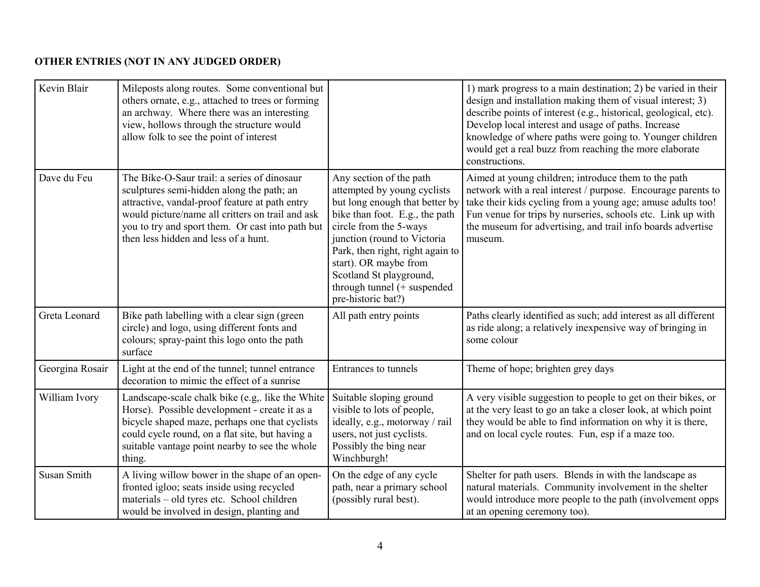**OTHER ENTRIES (NOT IN ANY JUDGED ORDER)**

| | | | |
|---|---|---|---|
| Kevin Blair | Mileposts along routes. Some conventional but others ornate, e.g., attached to trees or forming an archway. Where there was an interesting view, hollows through the structure would allow folk to see the point of interest | | 1) mark progress to a main destination; 2) be varied in their design and installation making them of visual interest; 3) describe points of interest (e.g., historical, geological, etc). Develop local interest and usage of paths. Increase knowledge of where paths were going to. Younger children would get a real buzz from reaching the more elaborate constructions. |
| Dave du Feu | The Bike-O-Saur trail: a series of dinosaur sculptures semi-hidden along the path; an attractive, vandal-proof feature at path entry would picture/name all critters on trail and ask you to try and sport them. Or cast into path but then less hidden and less of a hunt. | Any section of the path attempted by young cyclists but long enough that better by bike than foot. E.g., the path circle from the 5-ways junction (round to Victoria Park, then right, right again to start). OR maybe from Scotland St playground, through tunnel (+ suspended pre-historic bat?) | Aimed at young children; introduce them to the path network with a real interest / purpose. Encourage parents to take their kids cycling from a young age; amuse adults too! Fun venue for trips by nurseries, schools etc. Link up with the museum for advertising, and trail info boards advertise museum. |
| Greta Leonard | Bike path labelling with a clear sign (green circle) and logo, using different fonts and colours; spray-paint this logo onto the path surface | All path entry points | Paths clearly identified as such; add interest as all different as ride along; a relatively inexpensive way of bringing in some colour |
| Georgina Rosair | Light at the end of the tunnel; tunnel entrance decoration to mimic the effect of a sunrise | Entrances to tunnels | Theme of hope; brighten grey days |
| William Ivory | Landscape-scale chalk bike (e.g,. like the White Horse). Possible development - create it as a bicycle shaped maze, perhaps one that cyclists could cycle round, on a flat site, but having a suitable vantage point nearby to see the whole thing. | Suitable sloping ground visible to lots of people, ideally, e.g., motorway / rail users, not just cyclists. Possibly the bing near Winchburgh! | A very visible suggestion to people to get on their bikes, or at the very least to go an take a closer look, at which point they would be able to find information on why it is there, and on local cycle routes. Fun, esp if a maze too. |
| Susan Smith | A living willow bower in the shape of an open-fronted igloo; seats inside using recycled materials – old tyres etc. School children would be involved in design, planting and | On the edge of any cycle path, near a primary school (possibly rural best). | Shelter for path users. Blends in with the landscape as natural materials. Community involvement in the shelter would introduce more people to the path (involvement opps at an opening ceremony too). |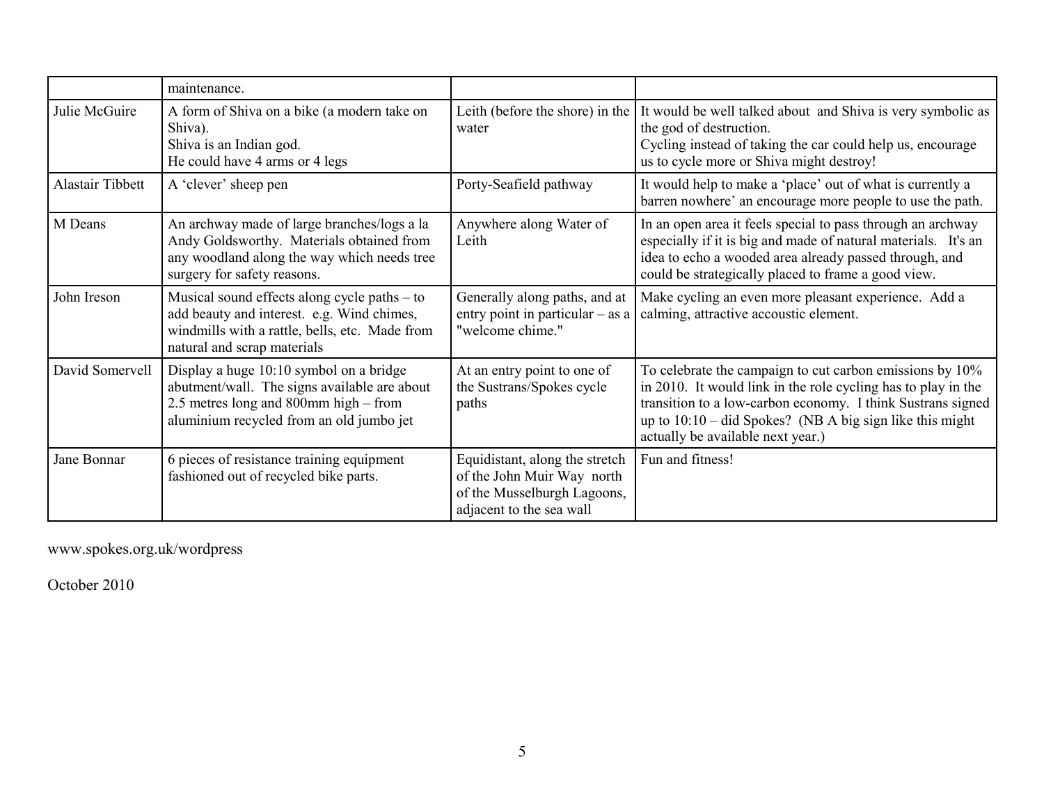| | | | |
|---|---|---|---|
| | maintenance. | | |
| Julie McGuire | A form of Shiva on a bike (a modern take on Shiva).<br>Shiva is an Indian god.<br>He could have 4 arms or 4 legs | Leith (before the shore) in the water | It would be well talked about and Shiva is very symbolic as the god of destruction.<br>Cycling instead of taking the car could help us, encourage us to cycle more or Shiva might destroy! |
| Alastair Tibbett | A 'clever' sheep pen | Porty-Seafield pathway | It would help to make a 'place' out of what is currently a barren nowhere' an encourage more people to use the path. |
| M Deans | An archway made of large branches/logs a la Andy Goldsworthy. Materials obtained from any woodland along the way which needs tree surgery for safety reasons. | Anywhere along Water of Leith | In an open area it feels special to pass through an archway especially if it is big and made of natural materials. It's an idea to echo a wooded area already passed through, and could be strategically placed to frame a good view. |
| John Ireson | Musical sound effects along cycle paths – to add beauty and interest. e.g. Wind chimes, windmills with a rattle, bells, etc. Made from natural and scrap materials | Generally along paths, and at entry point in particular – as a "welcome chime." | Make cycling an even more pleasant experience. Add a calming, attractive accoustic element. |
| David Somervell | Display a huge 10:10 symbol on a bridge abutment/wall. The signs available are about 2.5 metres long and 800mm high – from aluminium recycled from an old jumbo jet | At an entry point to one of the Sustrans/Spokes cycle paths | To celebrate the campaign to cut carbon emissions by 10% in 2010. It would link in the role cycling has to play in the transition to a low-carbon economy. I think Sustrans signed up to 10:10 – did Spokes? (NB A big sign like this might actually be available next year.) |
| Jane Bonnar | 6 pieces of resistance training equipment fashioned out of recycled bike parts. | Equidistant, along the stretch of the John Muir Way north of the Musselburgh Lagoons, adjacent to the sea wall | Fun and fitness! |

www.spokes.org.uk/wordpress

October 2010